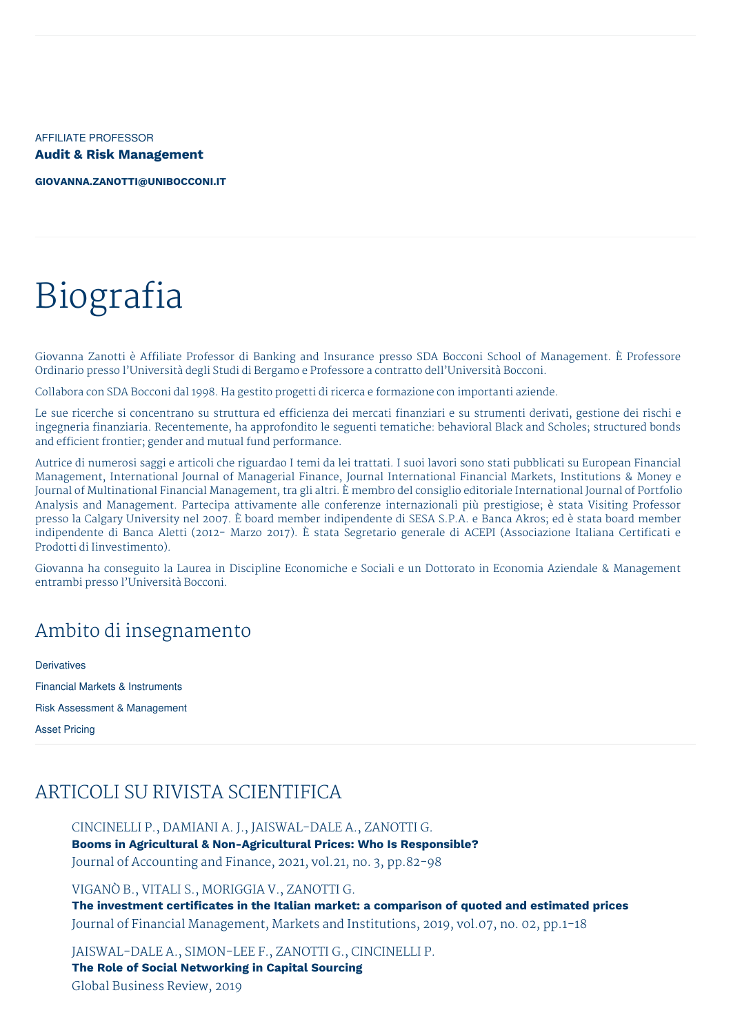AFFILIATE PROFESSOR
**Audit & Risk Management**

**GIOVANNA.ZANOTTI@UNIBOCCONI.IT**

# Biografia

Giovanna Zanotti è Affiliate Professor di Banking and Insurance presso SDA Bocconi School of Management. È Professore Ordinario presso l'Università degli Studi di Bergamo e Professore a contratto dell'Università Bocconi.

Collabora con SDA Bocconi dal 1998. Ha gestito progetti di ricerca e formazione con importanti aziende.

Le sue ricerche si concentrano su struttura ed efficienza dei mercati finanziari e su strumenti derivati, gestione dei rischi e ingegneria finanziaria. Recentemente, ha approfondito le seguenti tematiche: behavioral Black and Scholes; structured bonds and efficient frontier; gender and mutual fund performance.

Autrice di numerosi saggi e articoli che riguardao I temi da lei trattati. I suoi lavori sono stati pubblicati su European Financial Management, International Journal of Managerial Finance, Journal International Financial Markets, Institutions & Money e Journal of Multinational Financial Management, tra gli altri. È membro del consiglio editoriale International Journal of Portfolio Analysis and Management. Partecipa attivamente alle conferenze internazionali più prestigiose; è stata Visiting Professor presso la Calgary University nel 2007. È board member indipendente di SESA S.P.A. e Banca Akros; ed è stata board member indipendente di Banca Aletti (2012- Marzo 2017). È stata Segretario generale di ACEPI (Associazione Italiana Certificati e Prodotti di Iinvestimento).

Giovanna ha conseguito la Laurea in Discipline Economiche e Sociali e un Dottorato in Economia Aziendale & Management entrambi presso l'Università Bocconi.

## Ambito di insegnamento

Derivatives

Financial Markets & Instruments

Risk Assessment & Management

Asset Pricing

## ARTICOLI SU RIVISTA SCIENTIFICA

CINCINELLI P., DAMIANI A. J., JAISWAL-DALE A., ZANOTTI G.
**Booms in Agricultural & Non-Agricultural Prices: Who Is Responsible?**
Journal of Accounting and Finance, 2021, vol.21, no. 3, pp.82-98

VIGANÒ B., VITALI S., MORIGGIA V., ZANOTTI G.
**The investment certificates in the Italian market: a comparison of quoted and estimated prices**
Journal of Financial Management, Markets and Institutions, 2019, vol.07, no. 02, pp.1-18

JAISWAL-DALE A., SIMON-LEE F., ZANOTTI G., CINCINELLI P.
**The Role of Social Networking in Capital Sourcing**
Global Business Review, 2019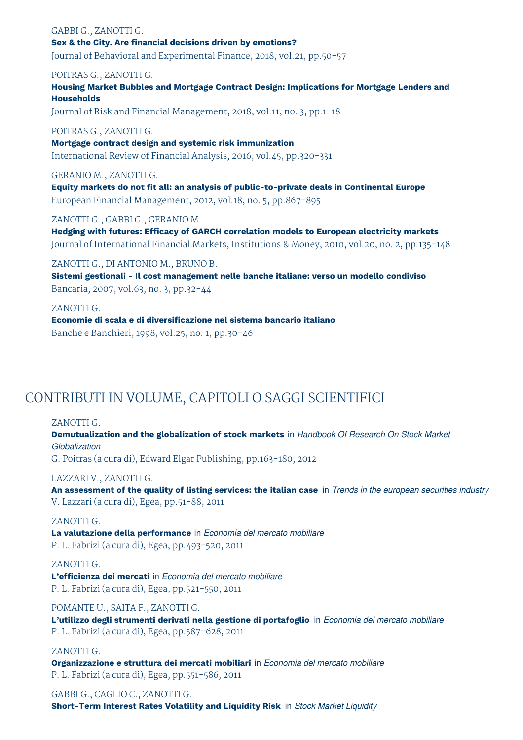GABBI G., ZANOTTI G.
**Sex & the City. Are financial decisions driven by emotions?**
Journal of Behavioral and Experimental Finance, 2018, vol.21, pp.50-57

POITRAS G., ZANOTTI G.
**Housing Market Bubbles and Mortgage Contract Design: Implications for Mortgage Lenders and Households**
Journal of Risk and Financial Management, 2018, vol.11, no. 3, pp.1-18

POITRAS G., ZANOTTI G.
**Mortgage contract design and systemic risk immunization**
International Review of Financial Analysis, 2016, vol.45, pp.320-331

GERANIO M., ZANOTTI G.
**Equity markets do not fit all: an analysis of public-to-private deals in Continental Europe**
European Financial Management, 2012, vol.18, no. 5, pp.867-895

ZANOTTI G., GABBI G., GERANIO M.
**Hedging with futures: Efficacy of GARCH correlation models to European electricity markets**
Journal of International Financial Markets, Institutions & Money, 2010, vol.20, no. 2, pp.135-148

ZANOTTI G., DI ANTONIO M., BRUNO B.
**Sistemi gestionali - Il cost management nelle banche italiane: verso un modello condiviso**
Bancaria, 2007, vol.63, no. 3, pp.32-44

ZANOTTI G.
**Economie di scala e di diversificazione nel sistema bancario italiano**
Banche e Banchieri, 1998, vol.25, no. 1, pp.30-46

---

## CONTRIBUTI IN VOLUME, CAPITOLI O SAGGI SCIENTIFICI

ZANOTTI G.
**Demutualization and the globalization of stock markets** in *Handbook Of Research On Stock Market Globalization*
G. Poitras (a cura di), Edward Elgar Publishing, pp.163-180, 2012

LAZZARI V., ZANOTTI G.
**An assessment of the quality of listing services: the italian case** in *Trends in the european securities industry*
V. Lazzari (a cura di), Egea, pp.51-88, 2011

ZANOTTI G.
**La valutazione della performance** in *Economia del mercato mobiliare*
P. L. Fabrizi (a cura di), Egea, pp.493-520, 2011

ZANOTTI G.
**L'efficienza dei mercati** in *Economia del mercato mobiliare*
P. L. Fabrizi (a cura di), Egea, pp.521-550, 2011

POMANTE U., SAITA F., ZANOTTI G.
**L'utilizzo degli strumenti derivati nella gestione di portafoglio** in *Economia del mercato mobiliare*
P. L. Fabrizi (a cura di), Egea, pp.587-628, 2011

ZANOTTI G.
**Organizzazione e struttura dei mercati mobiliari** in *Economia del mercato mobiliare*
P. L. Fabrizi (a cura di), Egea, pp.551-586, 2011

GABBI G., CAGLIO C., ZANOTTI G.
**Short-Term Interest Rates Volatility and Liquidity Risk** in *Stock Market Liquidity*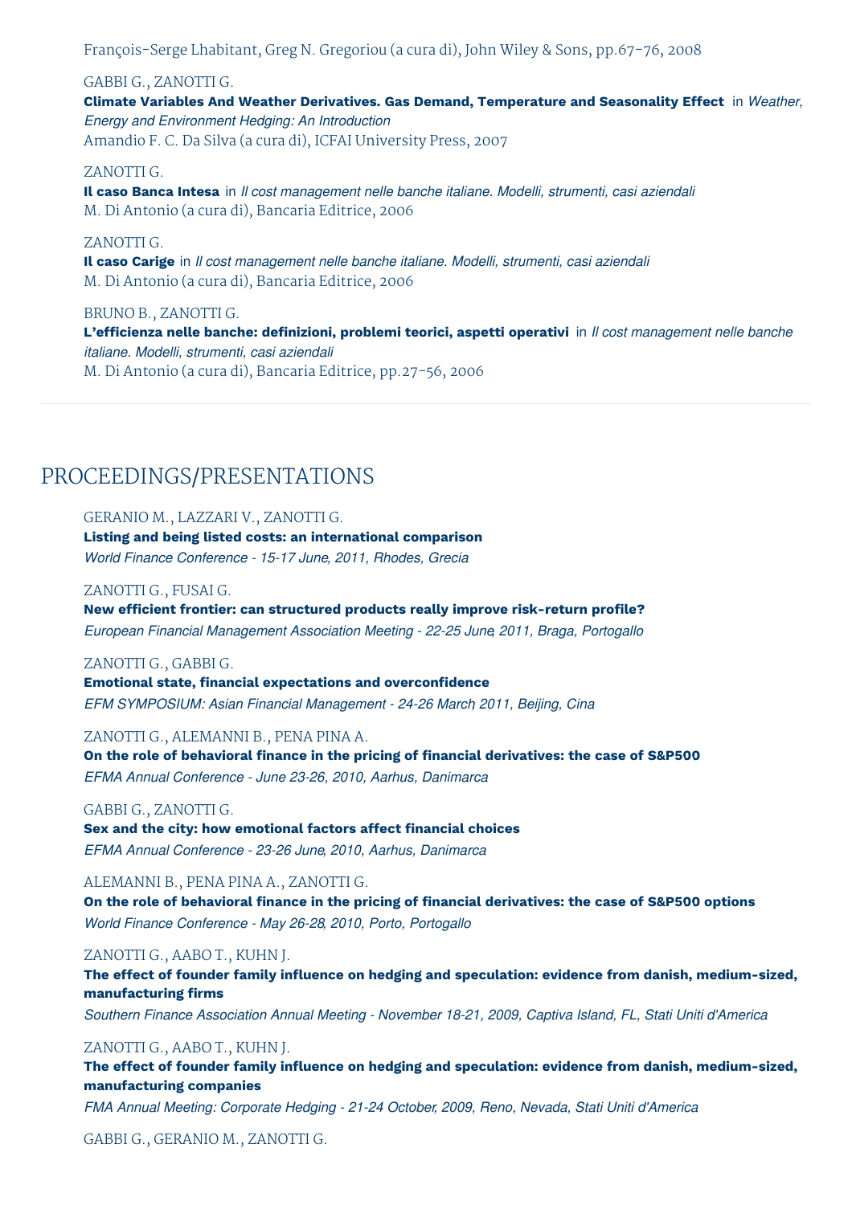François-Serge Lhabitant, Greg N. Gregoriou (a cura di), John Wiley & Sons, pp.67-76, 2008

GABBI G., ZANOTTI G.
**Climate Variables And Weather Derivatives. Gas Demand, Temperature and Seasonality Effect** in *Weather, Energy and Environment Hedging: An Introduction*
Amandio F. C. Da Silva (a cura di), ICFAI University Press, 2007

ZANOTTI G.
**Il caso Banca Intesa** in *Il cost management nelle banche italiane. Modelli, strumenti, casi aziendali*
M. Di Antonio (a cura di), Bancaria Editrice, 2006

ZANOTTI G.
**Il caso Carige** in *Il cost management nelle banche italiane. Modelli, strumenti, casi aziendali*
M. Di Antonio (a cura di), Bancaria Editrice, 2006

BRUNO B., ZANOTTI G.
**L'efficienza nelle banche: definizioni, problemi teorici, aspetti operativi** in *Il cost management nelle banche italiane. Modelli, strumenti, casi aziendali*
M. Di Antonio (a cura di), Bancaria Editrice, pp.27-56, 2006

## PROCEEDINGS/PRESENTATIONS

GERANIO M., LAZZARI V., ZANOTTI G.
**Listing and being listed costs: an international comparison**
*World Finance Conference - 15-17 June, 2011, Rhodes, Grecia*

ZANOTTI G., FUSAI G.
**New efficient frontier: can structured products really improve risk-return profile?**
*European Financial Management Association Meeting - 22-25 June, 2011, Braga, Portogallo*

ZANOTTI G., GABBI G.
**Emotional state, financial expectations and overconfidence**
*EFM SYMPOSIUM: Asian Financial Management - 24-26 March, 2011, Beijing, Cina*

ZANOTTI G., ALEMANNI B., PENA PINA A.
**On the role of behavioral finance in the pricing of financial derivatives: the case of S&P500**
*EFMA Annual Conference - June 23-26, 2010, Aarhus, Danimarca*

GABBI G., ZANOTTI G.
**Sex and the city: how emotional factors affect financial choices**
*EFMA Annual Conference - 23-26 June, 2010, Aarhus, Danimarca*

ALEMANNI B., PENA PINA A., ZANOTTI G.
**On the role of behavioral finance in the pricing of financial derivatives: the case of S&P500 options**
*World Finance Conference - May 26-28, 2010, Porto, Portogallo*

ZANOTTI G., AABO T., KUHN J.
**The effect of founder family influence on hedging and speculation: evidence from danish, medium-sized, manufacturing firms**
*Southern Finance Association Annual Meeting - November 18-21, 2009, Captiva Island, FL, Stati Uniti d'America*

ZANOTTI G., AABO T., KUHN J.
**The effect of founder family influence on hedging and speculation: evidence from danish, medium-sized, manufacturing companies**
*FMA Annual Meeting: Corporate Hedging - 21-24 October, 2009, Reno, Nevada, Stati Uniti d'America*

GABBI G., GERANIO M., ZANOTTI G.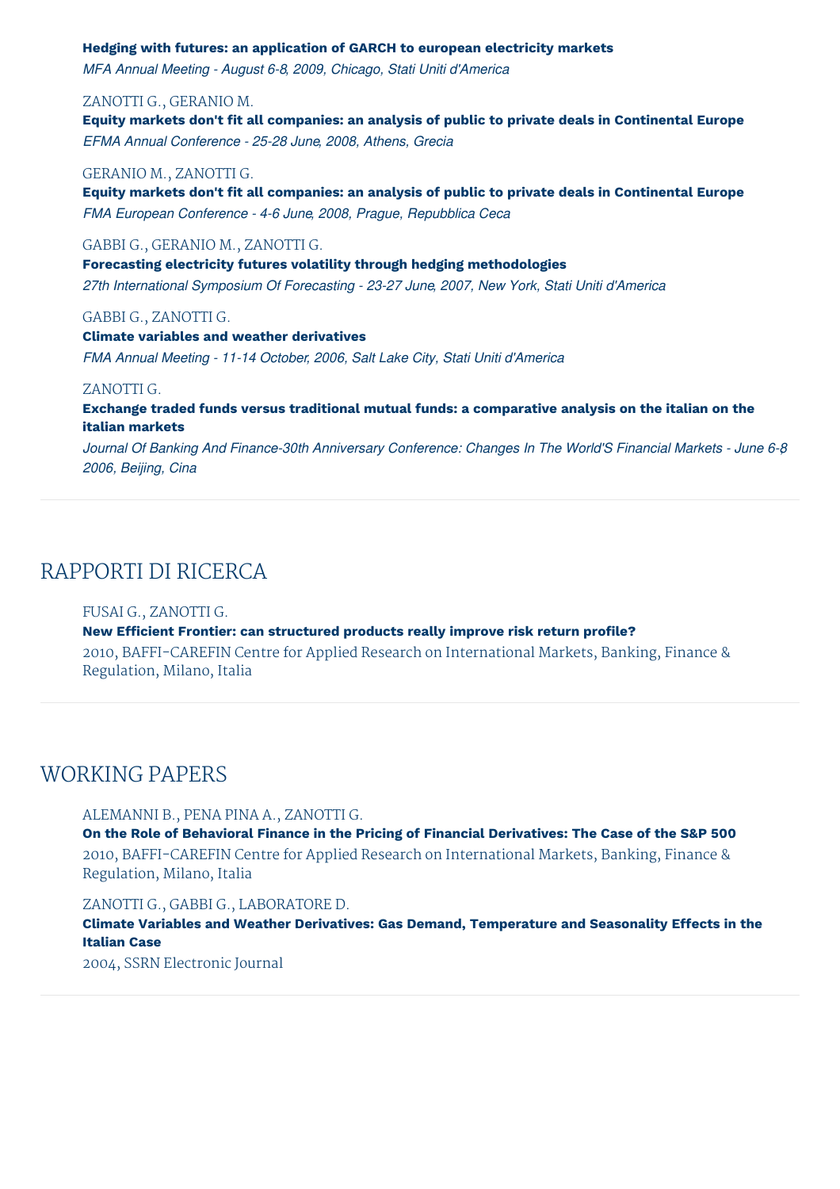**Hedging with futures: an application of GARCH to european electricity markets**
*MFA Annual Meeting - August 6-8, 2009, Chicago, Stati Uniti d'America*

ZANOTTI G., GERANIO M.
**Equity markets don't fit all companies: an analysis of public to private deals in Continental Europe**
*EFMA Annual Conference - 25-28 June, 2008, Athens, Grecia*

GERANIO M., ZANOTTI G.
**Equity markets don't fit all companies: an analysis of public to private deals in Continental Europe**
*FMA European Conference - 4-6 June, 2008, Prague, Repubblica Ceca*

GABBI G., GERANIO M., ZANOTTI G.
**Forecasting electricity futures volatility through hedging methodologies**
*27th International Symposium Of Forecasting - 23-27 June, 2007, New York, Stati Uniti d'America*

GABBI G., ZANOTTI G.
**Climate variables and weather derivatives**
*FMA Annual Meeting - 11-14 October, 2006, Salt Lake City, Stati Uniti d'America*

ZANOTTI G.
**Exchange traded funds versus traditional mutual funds: a comparative analysis on the italian on the italian markets**
*Journal Of Banking And Finance-30th Anniversary Conference: Changes In The World'S Financial Markets - June 6-8 2006, Beijing, Cina*

## RAPPORTI DI RICERCA

FUSAI G., ZANOTTI G.
**New Efficient Frontier: can structured products really improve risk return profile?**
2010, BAFFI-CAREFIN Centre for Applied Research on International Markets, Banking, Finance & Regulation, Milano, Italia

## WORKING PAPERS

ALEMANNI B., PENA PINA A., ZANOTTI G.
**On the Role of Behavioral Finance in the Pricing of Financial Derivatives: The Case of the S&P 500**
2010, BAFFI-CAREFIN Centre for Applied Research on International Markets, Banking, Finance & Regulation, Milano, Italia

ZANOTTI G., GABBI G., LABORATORE D.
**Climate Variables and Weather Derivatives: Gas Demand, Temperature and Seasonality Effects in the Italian Case**
2004, SSRN Electronic Journal